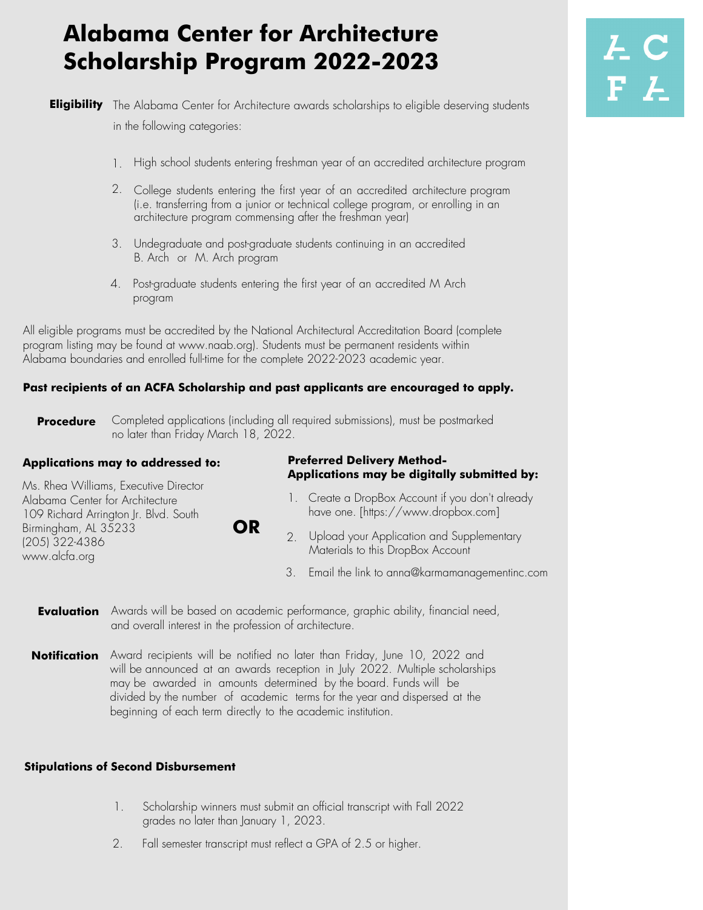# Alabama Center for Architecture Scholarship Program 2022-2023

**Eligibility** The Alabama Center for Architecture awards scholarships to eligible deserving students in the following categories:

1. High school students entering freshman year of an accredited architecture program
2. College students entering the first year of an accredited architecture program (i.e. transferring from a junior or technical college program, or enrolling in an architecture program commensing after the freshman year)
3. Undegraduate and post-graduate students continuing in an accredited B. Arch or M. Arch program
4. Post-graduate students entering the first year of an accredited M Arch program

All eligible programs must be accredited by the National Architectural Accreditation Board (complete program listing may be found at www.naab.org). Students must be permanent residents within Alabama boundaries and enrolled full-time for the complete 2022-2023 academic year.

**Past recipients of an ACFA Scholarship and past applicants are encouraged to apply.**

**Procedure** Completed applications (including all required submissions), must be postmarked no later than Friday March 18, 2022.

**Applications may to addressed to:**

Ms. Rhea Williams, Executive Director
Alabama Center for Architecture
109 Richard Arrington Jr. Blvd. South
Birmingham, AL 35233
(205) 322-4386
www.alcfa.org

**OR**

**Preferred Delivery Method- Applications may be digitally submitted by:**

1. Create a DropBox Account if you don't already have one. [https://www.dropbox.com]
2. Upload your Application and Supplementary Materials to this DropBox Account
3. Email the link to anna@karmamanagementinc.com

**Evaluation** Awards will be based on academic performance, graphic ability, financial need, and overall interest in the profession of architecture.

**Notification** Award recipients will be notified no later than Friday, June 10, 2022 and will be announced at an awards reception in July 2022. Multiple scholarships may be awarded in amounts determined by the board. Funds will be divided by the number of academic terms for the year and dispersed at the beginning of each term directly to the academic institution.

**Stipulations of Second Disbursement**

1. Scholarship winners must submit an official transcript with Fall 2022 grades no later than January 1, 2023.
2. Fall semester transcript must reflect a GPA of 2.5 or higher.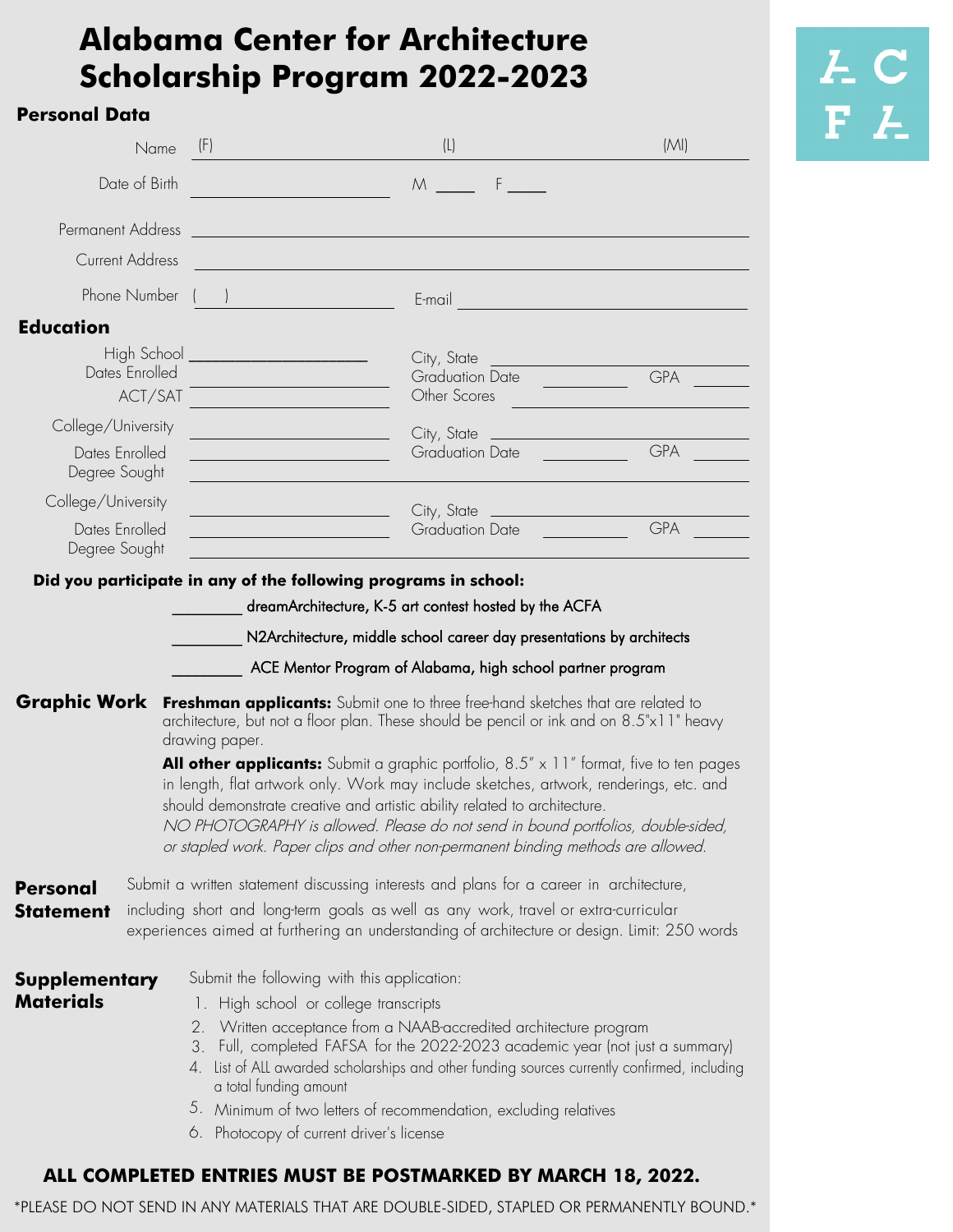# Alabama Center for Architecture Scholarship Program 2022-2023

## Personal Data

Name (F) ____________ (L) ____________ (MI) ____________

Date of Birth ____________ M ____ F ____

Permanent Address ____________

Current Address ____________

Phone Number ( ) ____________ E-mail ____________

## Education

High School ____________ City, State ____________

Dates Enrolled ____________ Graduation Date ____________ GPA ____________

ACT/SAT ____________ Other Scores ____________

College/University ____________ City, State ____________

Dates Enrolled ____________ Graduation Date ____________ GPA ____________

Degree Sought ____________

College/University ____________ City, State ____________

Dates Enrolled ____________ Graduation Date ____________ GPA ____________

Degree Sought ____________

**Did you participate in any of the following programs in school:**

________ dreamArchitecture, K-5 art contest hosted by the ACFA

________ N2Architecture, middle school career day presentations by architects

________ ACE Mentor Program of Alabama, high school partner program

## Graphic Work

**Freshman applicants:** Submit one to three free-hand sketches that are related to architecture, but not a floor plan. These should be pencil or ink and on 8.5"x11" heavy drawing paper.

**All other applicants:** Submit a graphic portfolio, 8.5" x 11" format, five to ten pages in length, flat artwork only. Work may include sketches, artwork, renderings, etc. and should demonstrate creative and artistic ability related to architecture.

*NO PHOTOGRAPHY is allowed. Please do not send in bound portfolios, double-sided, or stapled work. Paper clips and other non-permanent binding methods are allowed.*

## Personal Statement

Submit a written statement discussing interests and plans for a career in architecture, including short and long-term goals as well as any work, travel or extra-curricular experiences aimed at furthering an understanding of architecture or design. Limit: 250 words

## Supplementary Materials

Submit the following with this application:

1. High school or college transcripts
2. Written acceptance from a NAAB-accredited architecture program
3. Full, completed FAFSA for the 2022-2023 academic year (not just a summary)
4. List of ALL awarded scholarships and other funding sources currently confirmed, including a total funding amount
5. Minimum of two letters of recommendation, excluding relatives
6. Photocopy of current driver's license

**ALL COMPLETED ENTRIES MUST BE POSTMARKED BY MARCH 18, 2022.**

*PLEASE DO NOT SEND IN ANY MATERIALS THAT ARE DOUBLE-SIDED, STAPLED OR PERMANENTLY BOUND.*